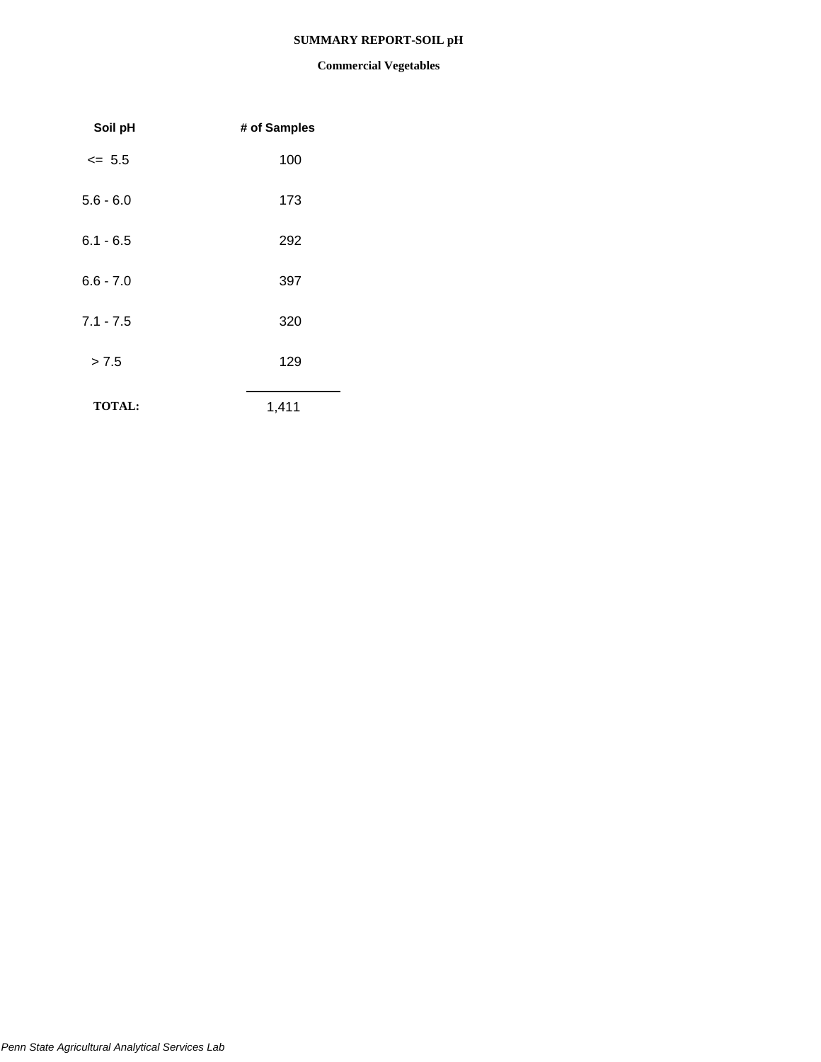# SUMMARY REPORT-SOIL pH

## Commercial Vegetables

| Soil pH | # of Samples |
|---|---|
| <= 5.5 | 100 |
| 5.6 - 6.0 | 173 |
| 6.1 - 6.5 | 292 |
| 6.6 - 7.0 | 397 |
| 7.1 - 7.5 | 320 |
| > 7.5 | 129 |
| **TOTAL:** | 1,411 |

*Penn State Agricultural Analytical Services Lab*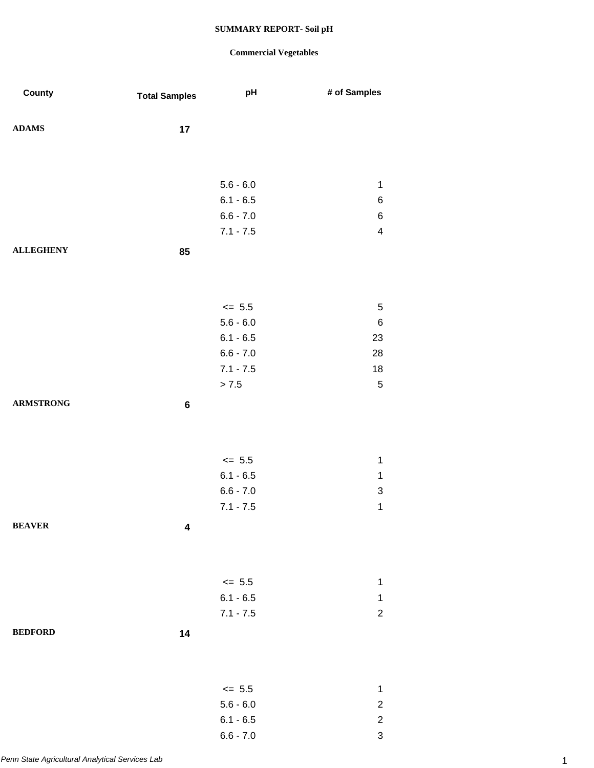**SUMMARY REPORT- Soil pH**

**Commercial Vegetables**

| County | Total Samples | pH | # of Samples |
|---|---|---|---|
| **ADAMS** | **17** | | |
| | | 5.6 - 6.0 | 1 |
| | | 6.1 - 6.5 | 6 |
| | | 6.6 - 7.0 | 6 |
| | | 7.1 - 7.5 | 4 |
| **ALLEGHENY** | **85** | | |
| | | <= 5.5 | 5 |
| | | 5.6 - 6.0 | 6 |
| | | 6.1 - 6.5 | 23 |
| | | 6.6 - 7.0 | 28 |
| | | 7.1 - 7.5 | 18 |
| | | > 7.5 | 5 |
| **ARMSTRONG** | **6** | | |
| | | <= 5.5 | 1 |
| | | 6.1 - 6.5 | 1 |
| | | 6.6 - 7.0 | 3 |
| | | 7.1 - 7.5 | 1 |
| **BEAVER** | **4** | | |
| | | <= 5.5 | 1 |
| | | 6.1 - 6.5 | 1 |
| | | 7.1 - 7.5 | 2 |
| **BEDFORD** | **14** | | |
| | | <= 5.5 | 1 |
| | | 5.6 - 6.0 | 2 |
| | | 6.1 - 6.5 | 2 |
| | | 6.6 - 7.0 | 3 |

*Penn State Agricultural Analytical Services Lab*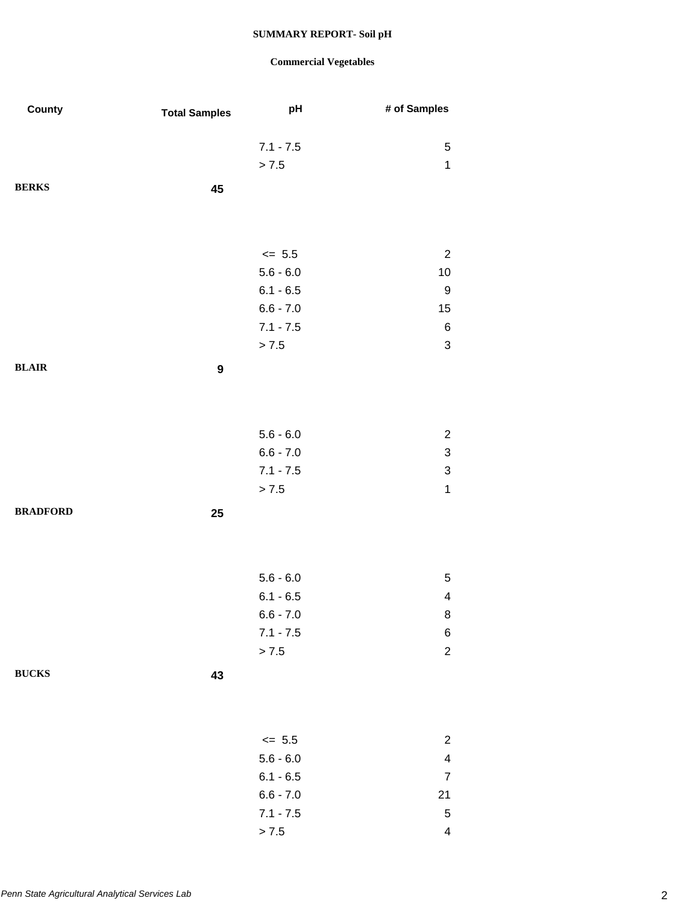**SUMMARY REPORT- Soil pH**

**Commercial Vegetables**

| County | Total Samples | pH | # of Samples |
|---|---|---|---|
| | | 7.1 - 7.5 | 5 |
| | | > 7.5 | 1 |
| **BERKS** | **45** | | |
| | | <= 5.5 | 2 |
| | | 5.6 - 6.0 | 10 |
| | | 6.1 - 6.5 | 9 |
| | | 6.6 - 7.0 | 15 |
| | | 7.1 - 7.5 | 6 |
| | | > 7.5 | 3 |
| **BLAIR** | **9** | | |
| | | 5.6 - 6.0 | 2 |
| | | 6.6 - 7.0 | 3 |
| | | 7.1 - 7.5 | 3 |
| | | > 7.5 | 1 |
| **BRADFORD** | **25** | | |
| | | 5.6 - 6.0 | 5 |
| | | 6.1 - 6.5 | 4 |
| | | 6.6 - 7.0 | 8 |
| | | 7.1 - 7.5 | 6 |
| | | > 7.5 | 2 |
| **BUCKS** | **43** | | |
| | | <= 5.5 | 2 |
| | | 5.6 - 6.0 | 4 |
| | | 6.1 - 6.5 | 7 |
| | | 6.6 - 7.0 | 21 |
| | | 7.1 - 7.5 | 5 |
| | | > 7.5 | 4 |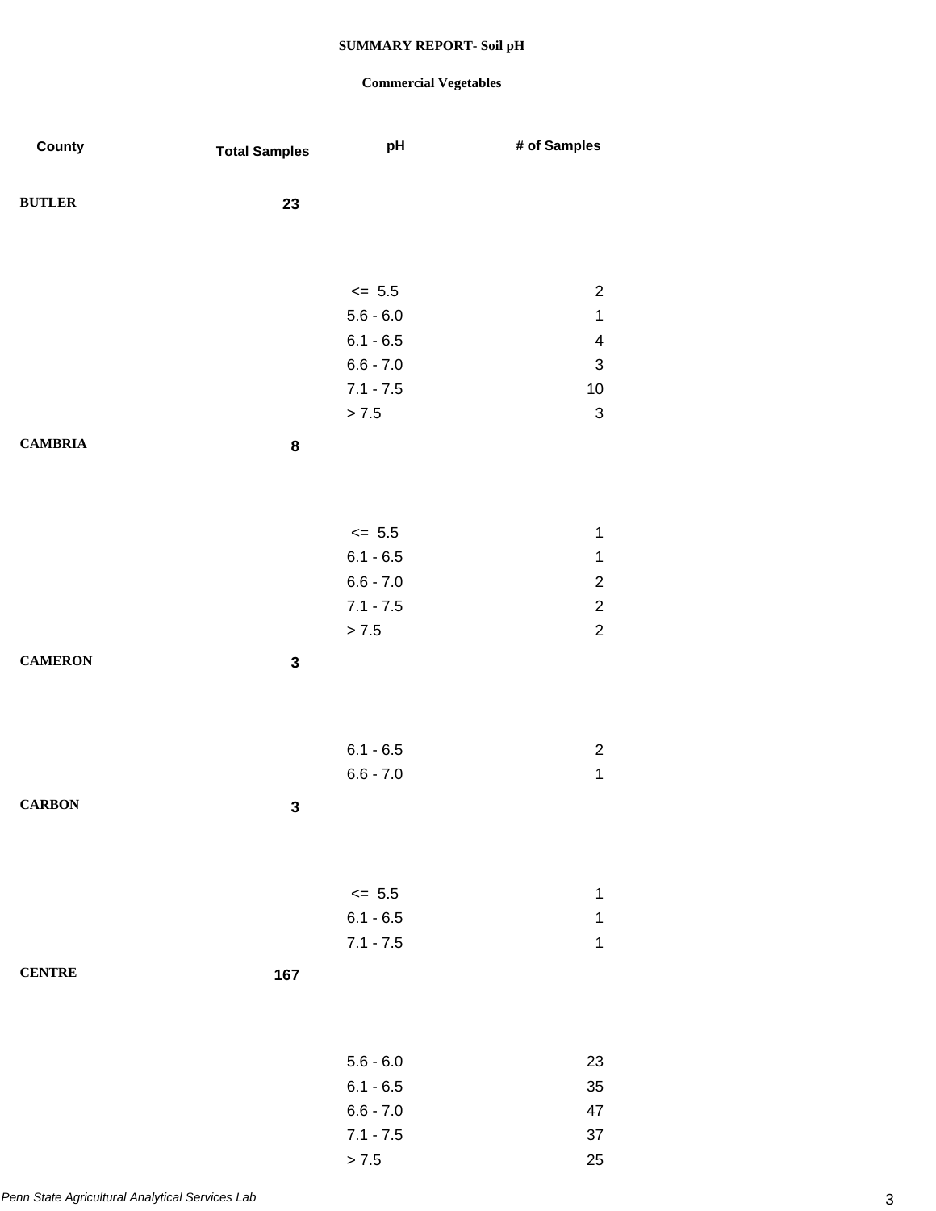**SUMMARY REPORT- Soil pH**

**Commercial Vegetables**

| County | Total Samples | pH | # of Samples |
|---|---|---|---|
| **BUTLER** | **23** | | |
| | | <= 5.5 | 2 |
| | | 5.6 - 6.0 | 1 |
| | | 6.1 - 6.5 | 4 |
| | | 6.6 - 7.0 | 3 |
| | | 7.1 - 7.5 | 10 |
| | | > 7.5 | 3 |
| **CAMBRIA** | **8** | | |
| | | <= 5.5 | 1 |
| | | 6.1 - 6.5 | 1 |
| | | 6.6 - 7.0 | 2 |
| | | 7.1 - 7.5 | 2 |
| | | > 7.5 | 2 |
| **CAMERON** | **3** | | |
| | | 6.1 - 6.5 | 2 |
| | | 6.6 - 7.0 | 1 |
| **CARBON** | **3** | | |
| | | <= 5.5 | 1 |
| | | 6.1 - 6.5 | 1 |
| | | 7.1 - 7.5 | 1 |
| **CENTRE** | **167** | | |
| | | 5.6 - 6.0 | 23 |
| | | 6.1 - 6.5 | 35 |
| | | 6.6 - 7.0 | 47 |
| | | 7.1 - 7.5 | 37 |
| | | > 7.5 | 25 |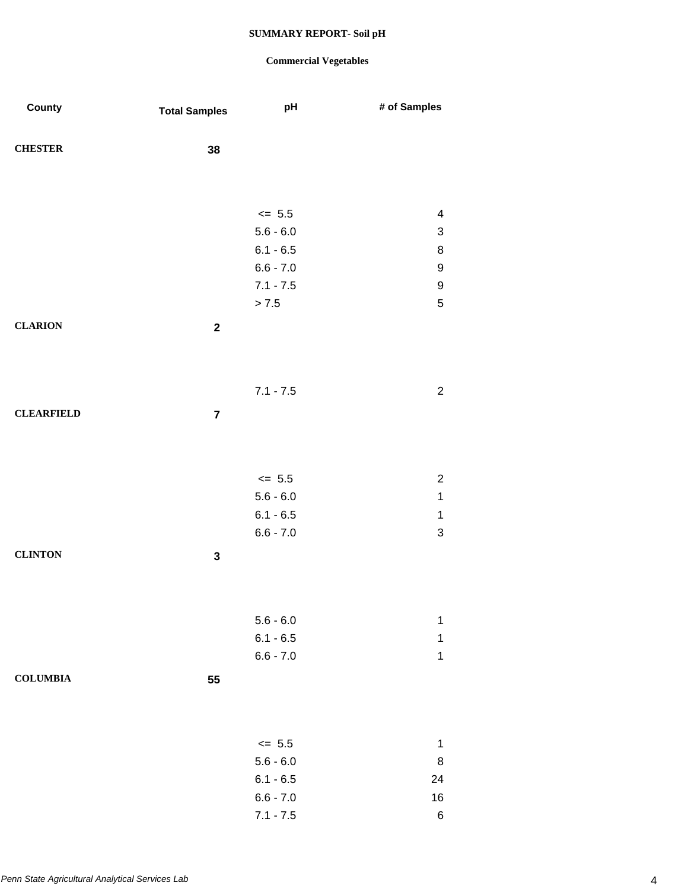**SUMMARY REPORT- Soil pH**

**Commercial Vegetables**

| County | Total Samples | pH | # of Samples |
|---|---|---|---|
| **CHESTER** | **38** | | |
| | | <= 5.5 | 4 |
| | | 5.6 - 6.0 | 3 |
| | | 6.1 - 6.5 | 8 |
| | | 6.6 - 7.0 | 9 |
| | | 7.1 - 7.5 | 9 |
| | | > 7.5 | 5 |
| **CLARION** | **2** | | |
| | | 7.1 - 7.5 | 2 |
| **CLEARFIELD** | **7** | | |
| | | <= 5.5 | 2 |
| | | 5.6 - 6.0 | 1 |
| | | 6.1 - 6.5 | 1 |
| | | 6.6 - 7.0 | 3 |
| **CLINTON** | **3** | | |
| | | 5.6 - 6.0 | 1 |
| | | 6.1 - 6.5 | 1 |
| | | 6.6 - 7.0 | 1 |
| **COLUMBIA** | **55** | | |
| | | <= 5.5 | 1 |
| | | 5.6 - 6.0 | 8 |
| | | 6.1 - 6.5 | 24 |
| | | 6.6 - 7.0 | 16 |
| | | 7.1 - 7.5 | 6 |

*Penn State Agricultural Analytical Services Lab*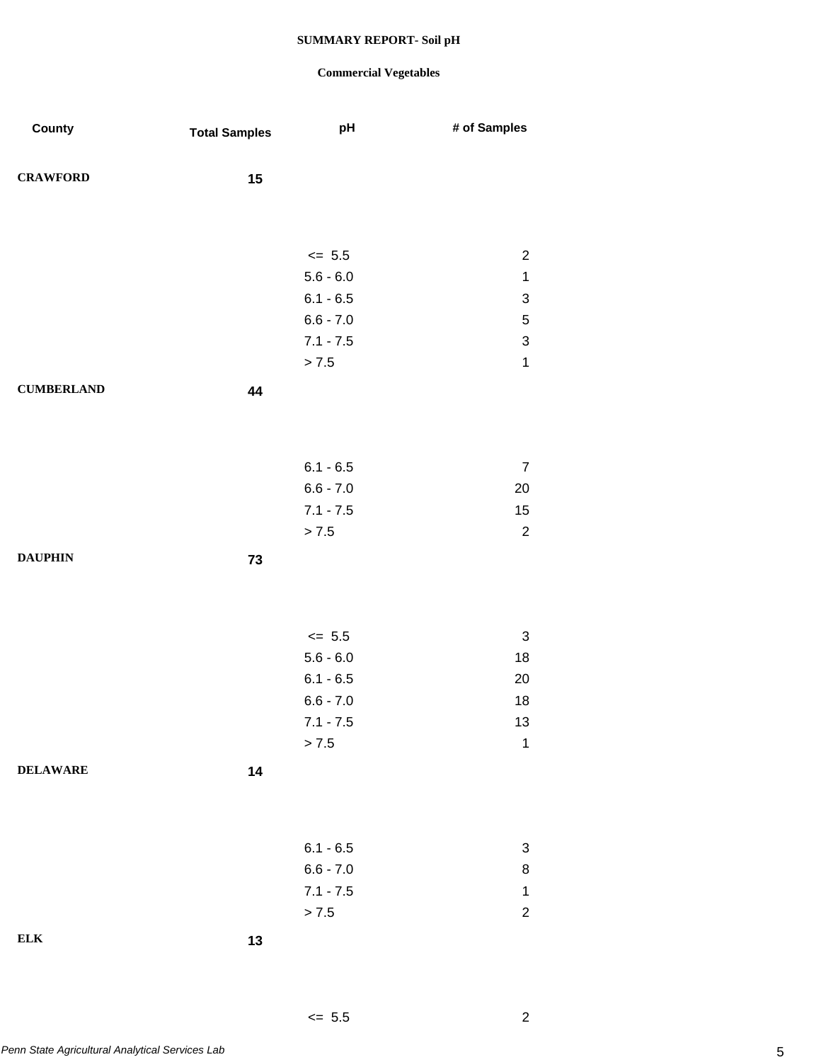**SUMMARY REPORT- Soil pH**

**Commercial Vegetables**

| County | Total Samples | pH | # of Samples |
|---|---|---|---|
| **CRAWFORD** | **15** | | |
| | | <= 5.5 | 2 |
| | | 5.6 - 6.0 | 1 |
| | | 6.1 - 6.5 | 3 |
| | | 6.6 - 7.0 | 5 |
| | | 7.1 - 7.5 | 3 |
| | | > 7.5 | 1 |
| **CUMBERLAND** | **44** | | |
| | | 6.1 - 6.5 | 7 |
| | | 6.6 - 7.0 | 20 |
| | | 7.1 - 7.5 | 15 |
| | | > 7.5 | 2 |
| **DAUPHIN** | **73** | | |
| | | <= 5.5 | 3 |
| | | 5.6 - 6.0 | 18 |
| | | 6.1 - 6.5 | 20 |
| | | 6.6 - 7.0 | 18 |
| | | 7.1 - 7.5 | 13 |
| | | > 7.5 | 1 |
| **DELAWARE** | **14** | | |
| | | 6.1 - 6.5 | 3 |
| | | 6.6 - 7.0 | 8 |
| | | 7.1 - 7.5 | 1 |
| | | > 7.5 | 2 |
| **ELK** | **13** | | |
| | | <= 5.5 | 2 |

*Penn State Agricultural Analytical Services Lab*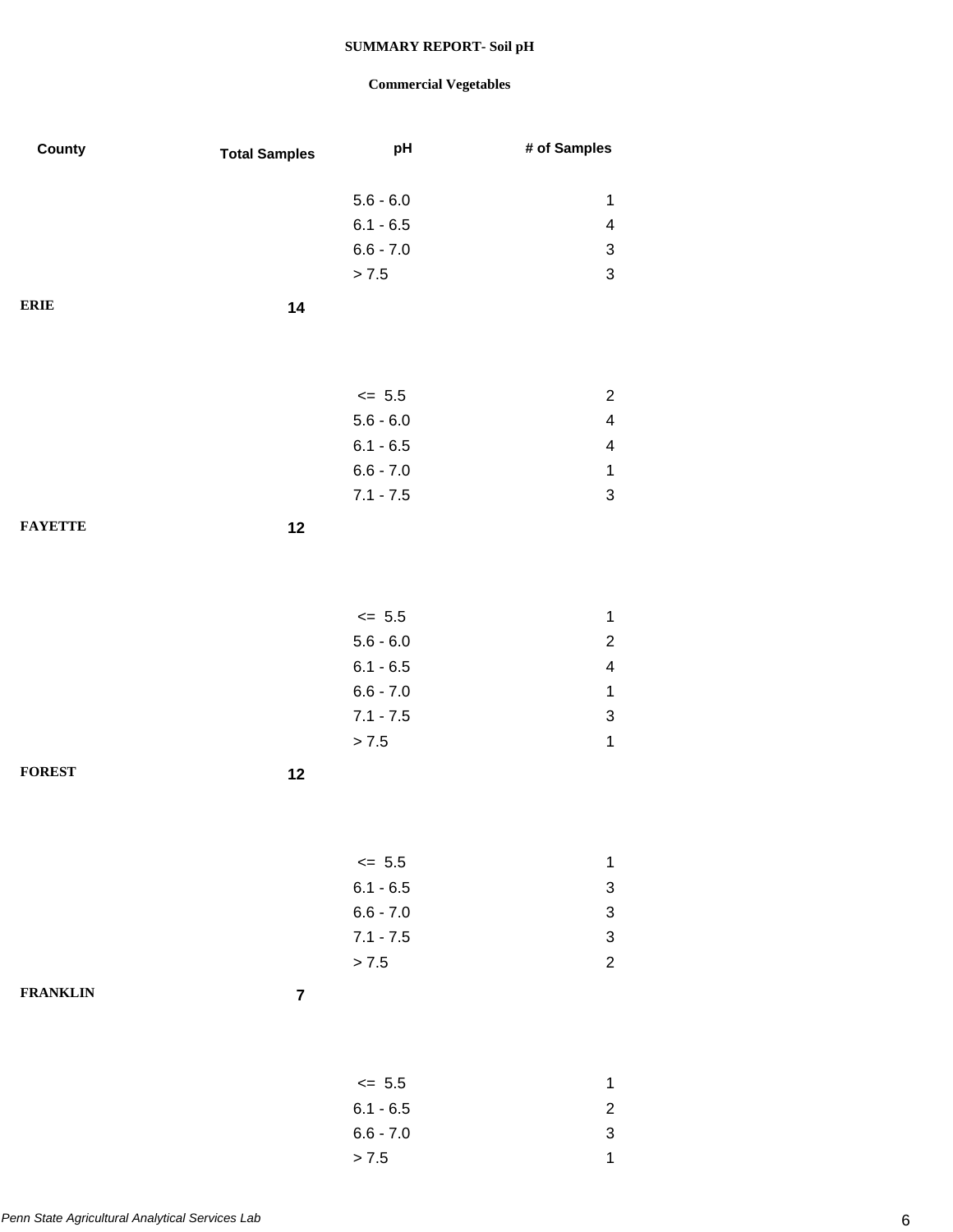# SUMMARY REPORT- Soil pH

## Commercial Vegetables

| County | Total Samples | pH | # of Samples |
|---|---|---|---|
| | | 5.6 - 6.0 | 1 |
| | | 6.1 - 6.5 | 4 |
| | | 6.6 - 7.0 | 3 |
| | | > 7.5 | 3 |
| **ERIE** | **14** | | |
| | | <= 5.5 | 2 |
| | | 5.6 - 6.0 | 4 |
| | | 6.1 - 6.5 | 4 |
| | | 6.6 - 7.0 | 1 |
| | | 7.1 - 7.5 | 3 |
| **FAYETTE** | **12** | | |
| | | <= 5.5 | 1 |
| | | 5.6 - 6.0 | 2 |
| | | 6.1 - 6.5 | 4 |
| | | 6.6 - 7.0 | 1 |
| | | 7.1 - 7.5 | 3 |
| | | > 7.5 | 1 |
| **FOREST** | **12** | | |
| | | <= 5.5 | 1 |
| | | 6.1 - 6.5 | 3 |
| | | 6.6 - 7.0 | 3 |
| | | 7.1 - 7.5 | 3 |
| | | > 7.5 | 2 |
| **FRANKLIN** | **7** | | |
| | | <= 5.5 | 1 |
| | | 6.1 - 6.5 | 2 |
| | | 6.6 - 7.0 | 3 |
| | | > 7.5 | 1 |

*Penn State Agricultural Analytical Services Lab*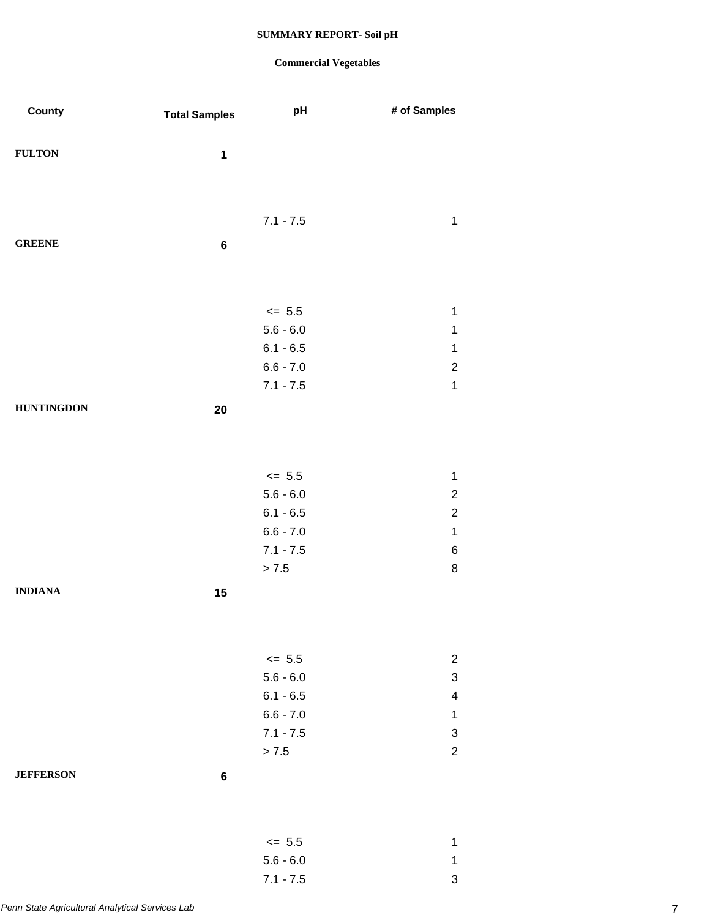**SUMMARY REPORT- Soil pH**

**Commercial Vegetables**

| County | Total Samples | pH | # of Samples |
|---|---|---|---|
| **FULTON** | **1** | | |
| | | 7.1 - 7.5 | 1 |
| **GREENE** | **6** | | |
| | | <= 5.5 | 1 |
| | | 5.6 - 6.0 | 1 |
| | | 6.1 - 6.5 | 1 |
| | | 6.6 - 7.0 | 2 |
| | | 7.1 - 7.5 | 1 |
| **HUNTINGDON** | **20** | | |
| | | <= 5.5 | 1 |
| | | 5.6 - 6.0 | 2 |
| | | 6.1 - 6.5 | 2 |
| | | 6.6 - 7.0 | 1 |
| | | 7.1 - 7.5 | 6 |
| | | > 7.5 | 8 |
| **INDIANA** | **15** | | |
| | | <= 5.5 | 2 |
| | | 5.6 - 6.0 | 3 |
| | | 6.1 - 6.5 | 4 |
| | | 6.6 - 7.0 | 1 |
| | | 7.1 - 7.5 | 3 |
| | | > 7.5 | 2 |
| **JEFFERSON** | **6** | | |
| | | <= 5.5 | 1 |
| | | 5.6 - 6.0 | 1 |
| | | 7.1 - 7.5 | 3 |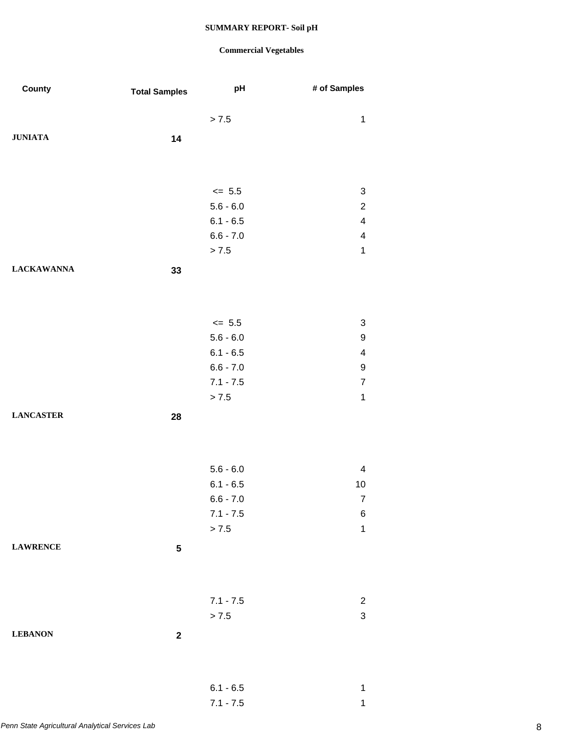**SUMMARY REPORT- Soil pH**

**Commercial Vegetables**

| County | Total Samples | pH | # of Samples |
|---|---|---|---|
| | | > 7.5 | 1 |
| **JUNIATA** | **14** | | |
| | | <= 5.5 | 3 |
| | | 5.6 - 6.0 | 2 |
| | | 6.1 - 6.5 | 4 |
| | | 6.6 - 7.0 | 4 |
| | | > 7.5 | 1 |
| **LACKAWANNA** | **33** | | |
| | | <= 5.5 | 3 |
| | | 5.6 - 6.0 | 9 |
| | | 6.1 - 6.5 | 4 |
| | | 6.6 - 7.0 | 9 |
| | | 7.1 - 7.5 | 7 |
| | | > 7.5 | 1 |
| **LANCASTER** | **28** | | |
| | | 5.6 - 6.0 | 4 |
| | | 6.1 - 6.5 | 10 |
| | | 6.6 - 7.0 | 7 |
| | | 7.1 - 7.5 | 6 |
| | | > 7.5 | 1 |
| **LAWRENCE** | **5** | | |
| | | 7.1 - 7.5 | 2 |
| | | > 7.5 | 3 |
| **LEBANON** | **2** | | |
| | | 6.1 - 6.5 | 1 |
| | | 7.1 - 7.5 | 1 |

*Penn State Agricultural Analytical Services Lab*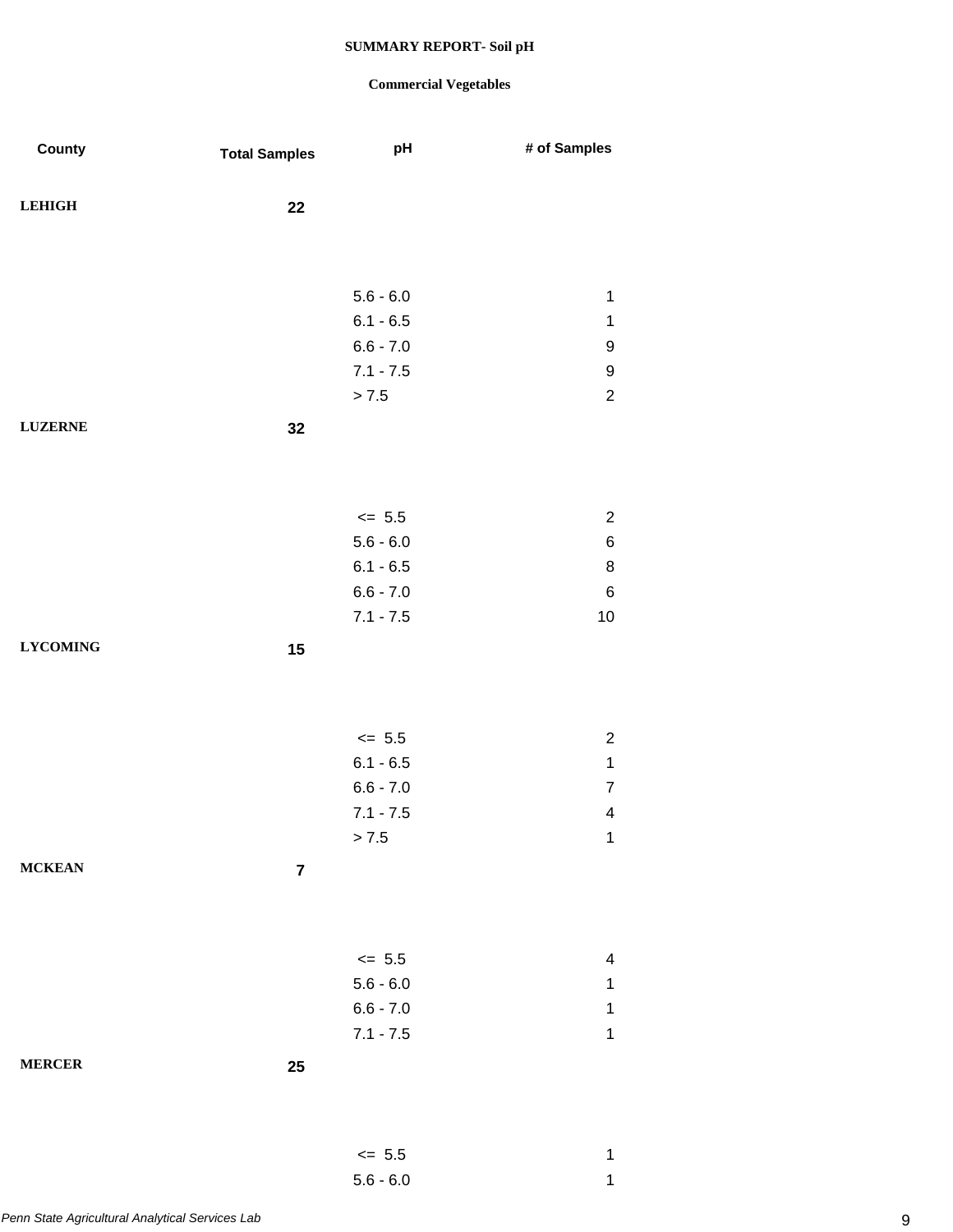**SUMMARY REPORT- Soil pH**

**Commercial Vegetables**

| County | Total Samples | pH | # of Samples |
|---|---|---|---|
| **LEHIGH** | **22** | | |
| | | 5.6 - 6.0 | 1 |
| | | 6.1 - 6.5 | 1 |
| | | 6.6 - 7.0 | 9 |
| | | 7.1 - 7.5 | 9 |
| | | > 7.5 | 2 |
| **LUZERNE** | **32** | | |
| | | <= 5.5 | 2 |
| | | 5.6 - 6.0 | 6 |
| | | 6.1 - 6.5 | 8 |
| | | 6.6 - 7.0 | 6 |
| | | 7.1 - 7.5 | 10 |
| **LYCOMING** | **15** | | |
| | | <= 5.5 | 2 |
| | | 6.1 - 6.5 | 1 |
| | | 6.6 - 7.0 | 7 |
| | | 7.1 - 7.5 | 4 |
| | | > 7.5 | 1 |
| **MCKEAN** | **7** | | |
| | | <= 5.5 | 4 |
| | | 5.6 - 6.0 | 1 |
| | | 6.6 - 7.0 | 1 |
| | | 7.1 - 7.5 | 1 |
| **MERCER** | **25** | | |
| | | <= 5.5 | 1 |
| | | 5.6 - 6.0 | 1 |

*Penn State Agricultural Analytical Services Lab*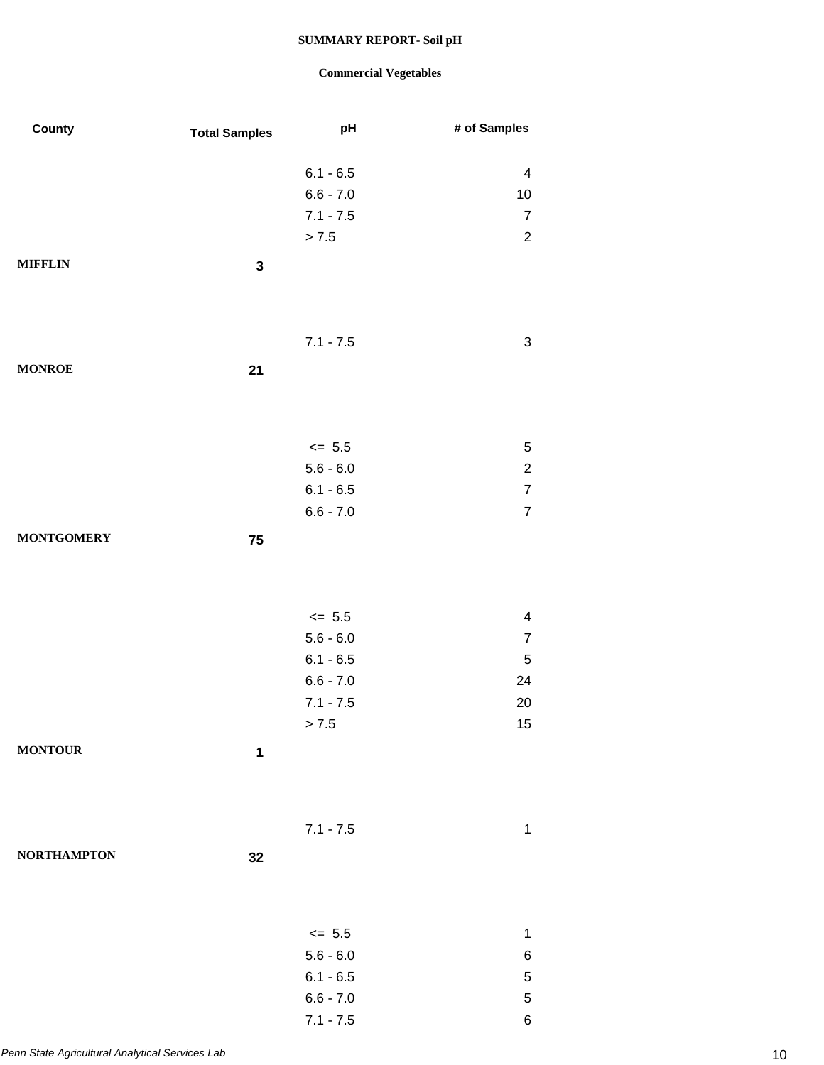**SUMMARY REPORT- Soil pH**

**Commercial Vegetables**

| County | Total Samples | pH | # of Samples |
|---|---|---|---|
| | | 6.1 - 6.5 | 4 |
| | | 6.6 - 7.0 | 10 |
| | | 7.1 - 7.5 | 7 |
| | | > 7.5 | 2 |
| **MIFFLIN** | **3** | | |
| | | 7.1 - 7.5 | 3 |
| **MONROE** | **21** | | |
| | | <= 5.5 | 5 |
| | | 5.6 - 6.0 | 2 |
| | | 6.1 - 6.5 | 7 |
| | | 6.6 - 7.0 | 7 |
| **MONTGOMERY** | **75** | | |
| | | <= 5.5 | 4 |
| | | 5.6 - 6.0 | 7 |
| | | 6.1 - 6.5 | 5 |
| | | 6.6 - 7.0 | 24 |
| | | 7.1 - 7.5 | 20 |
| | | > 7.5 | 15 |
| **MONTOUR** | **1** | | |
| | | 7.1 - 7.5 | 1 |
| **NORTHAMPTON** | **32** | | |
| | | <= 5.5 | 1 |
| | | 5.6 - 6.0 | 6 |
| | | 6.1 - 6.5 | 5 |
| | | 6.6 - 7.0 | 5 |
| | | 7.1 - 7.5 | 6 |

*Penn State Agricultural Analytical Services Lab*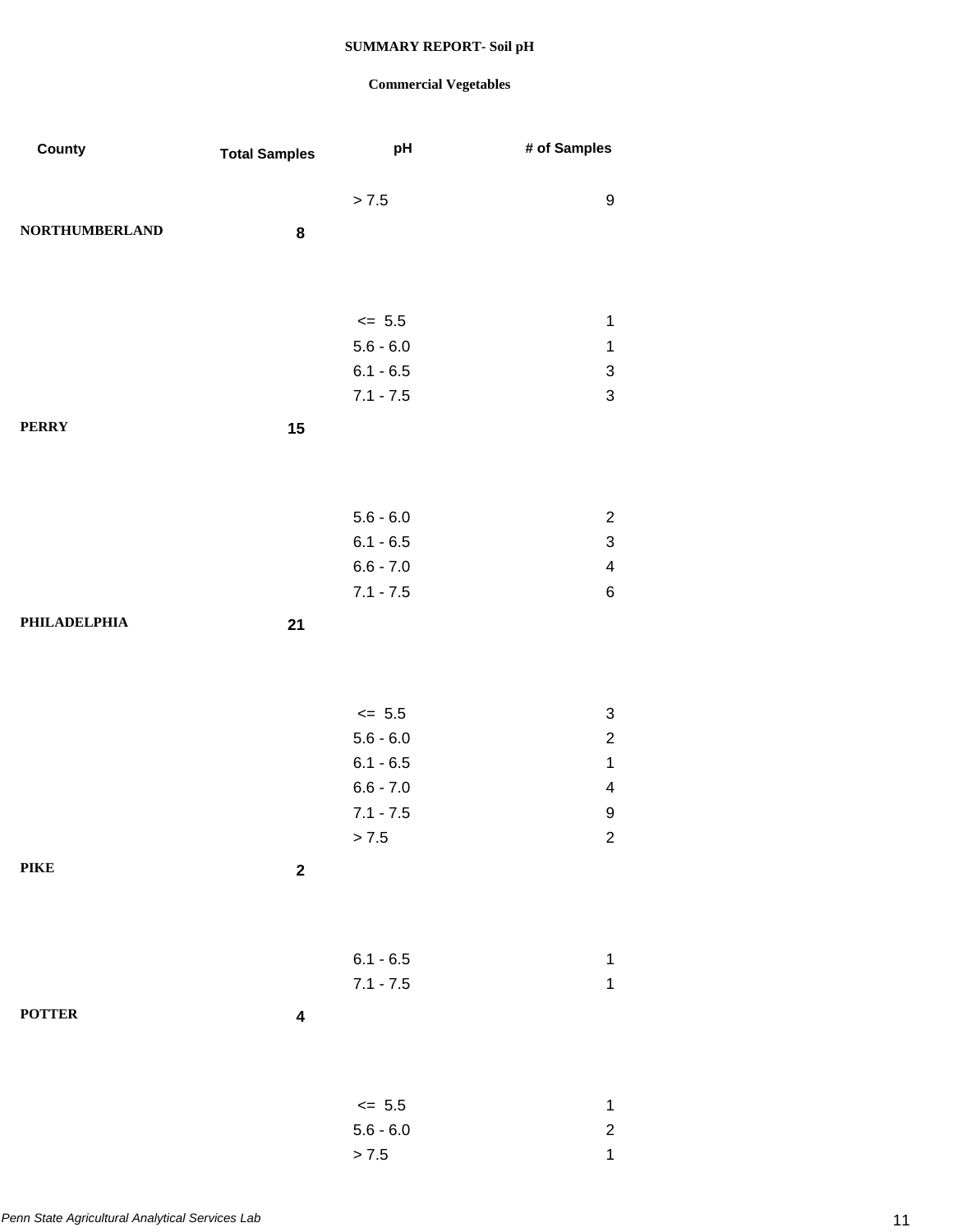**SUMMARY REPORT- Soil pH**

**Commercial Vegetables**

| County | Total Samples | pH | # of Samples |
|---|---|---|---|
| | | > 7.5 | 9 |
| **NORTHUMBERLAND** | **8** | | |
| | | <= 5.5 | 1 |
| | | 5.6 - 6.0 | 1 |
| | | 6.1 - 6.5 | 3 |
| | | 7.1 - 7.5 | 3 |
| **PERRY** | **15** | | |
| | | 5.6 - 6.0 | 2 |
| | | 6.1 - 6.5 | 3 |
| | | 6.6 - 7.0 | 4 |
| | | 7.1 - 7.5 | 6 |
| **PHILADELPHIA** | **21** | | |
| | | <= 5.5 | 3 |
| | | 5.6 - 6.0 | 2 |
| | | 6.1 - 6.5 | 1 |
| | | 6.6 - 7.0 | 4 |
| | | 7.1 - 7.5 | 9 |
| | | > 7.5 | 2 |
| **PIKE** | **2** | | |
| | | 6.1 - 6.5 | 1 |
| | | 7.1 - 7.5 | 1 |
| **POTTER** | **4** | | |
| | | <= 5.5 | 1 |
| | | 5.6 - 6.0 | 2 |
| | | > 7.5 | 1 |

*Penn State Agricultural Analytical Services Lab*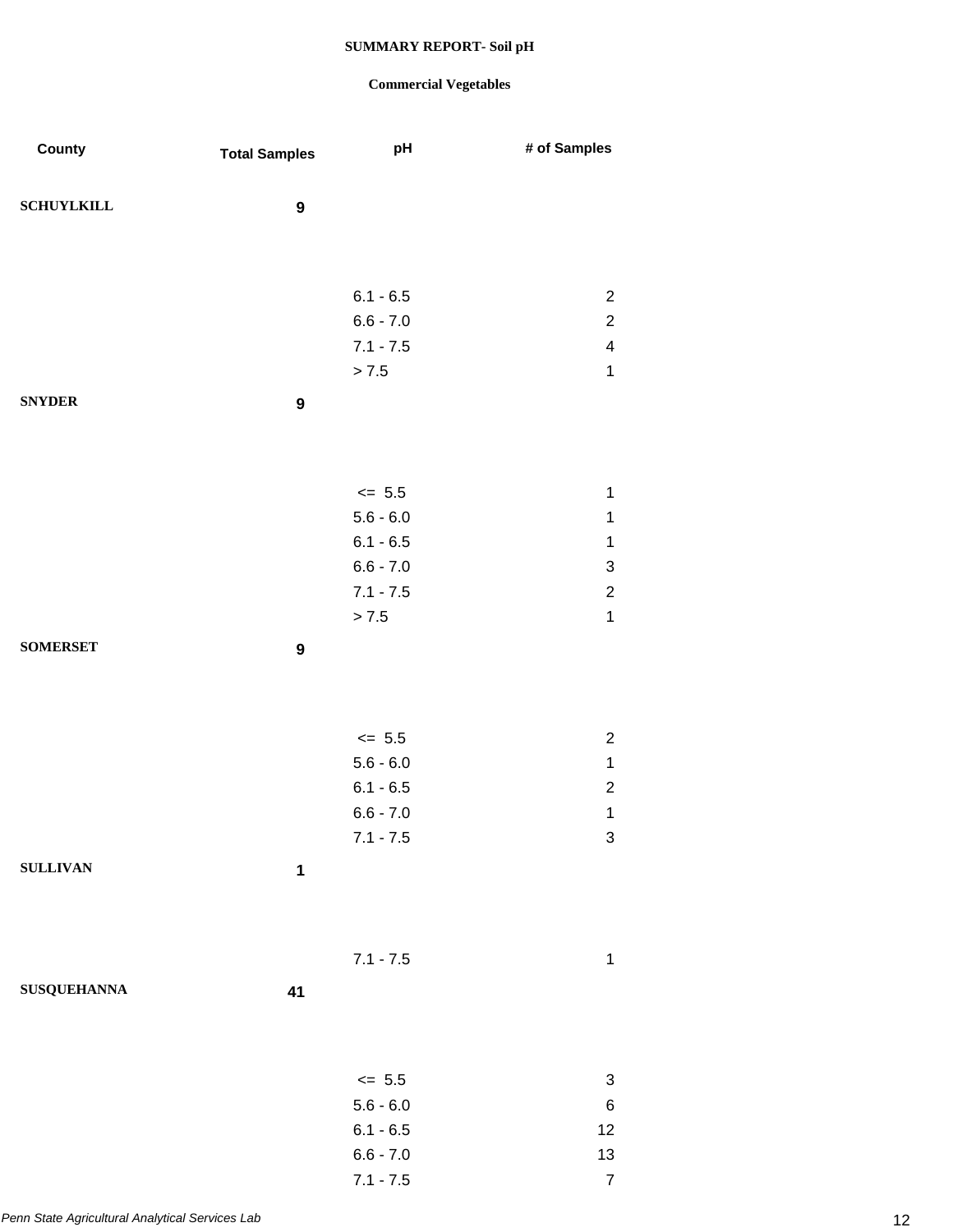**SUMMARY REPORT- Soil pH**

**Commercial Vegetables**

| County | Total Samples | pH | # of Samples |
| --- | --- | --- | --- |
| **SCHUYLKILL** | **9** | | |
| | | 6.1 - 6.5 | 2 |
| | | 6.6 - 7.0 | 2 |
| | | 7.1 - 7.5 | 4 |
| | | > 7.5 | 1 |
| **SNYDER** | **9** | | |
| | | <= 5.5 | 1 |
| | | 5.6 - 6.0 | 1 |
| | | 6.1 - 6.5 | 1 |
| | | 6.6 - 7.0 | 3 |
| | | 7.1 - 7.5 | 2 |
| | | > 7.5 | 1 |
| **SOMERSET** | **9** | | |
| | | <= 5.5 | 2 |
| | | 5.6 - 6.0 | 1 |
| | | 6.1 - 6.5 | 2 |
| | | 6.6 - 7.0 | 1 |
| | | 7.1 - 7.5 | 3 |
| **SULLIVAN** | **1** | | |
| | | 7.1 - 7.5 | 1 |
| **SUSQUEHANNA** | **41** | | |
| | | <= 5.5 | 3 |
| | | 5.6 - 6.0 | 6 |
| | | 6.1 - 6.5 | 12 |
| | | 6.6 - 7.0 | 13 |
| | | 7.1 - 7.5 | 7 |

*Penn State Agricultural Analytical Services Lab*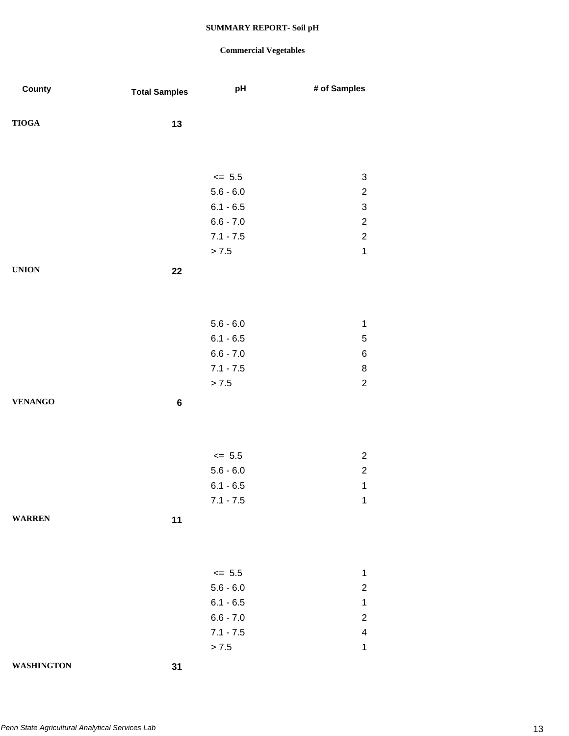**SUMMARY REPORT- Soil pH**

**Commercial Vegetables**

| County | Total Samples | pH | # of Samples |
|---|---|---|---|
| **TIOGA** | **13** | | |
| | | <= 5.5 | 3 |
| | | 5.6 - 6.0 | 2 |
| | | 6.1 - 6.5 | 3 |
| | | 6.6 - 7.0 | 2 |
| | | 7.1 - 7.5 | 2 |
| | | > 7.5 | 1 |
| **UNION** | **22** | | |
| | | 5.6 - 6.0 | 1 |
| | | 6.1 - 6.5 | 5 |
| | | 6.6 - 7.0 | 6 |
| | | 7.1 - 7.5 | 8 |
| | | > 7.5 | 2 |
| **VENANGO** | **6** | | |
| | | <= 5.5 | 2 |
| | | 5.6 - 6.0 | 2 |
| | | 6.1 - 6.5 | 1 |
| | | 7.1 - 7.5 | 1 |
| **WARREN** | **11** | | |
| | | <= 5.5 | 1 |
| | | 5.6 - 6.0 | 2 |
| | | 6.1 - 6.5 | 1 |
| | | 6.6 - 7.0 | 2 |
| | | 7.1 - 7.5 | 4 |
| | | > 7.5 | 1 |
| **WASHINGTON** | **31** | | |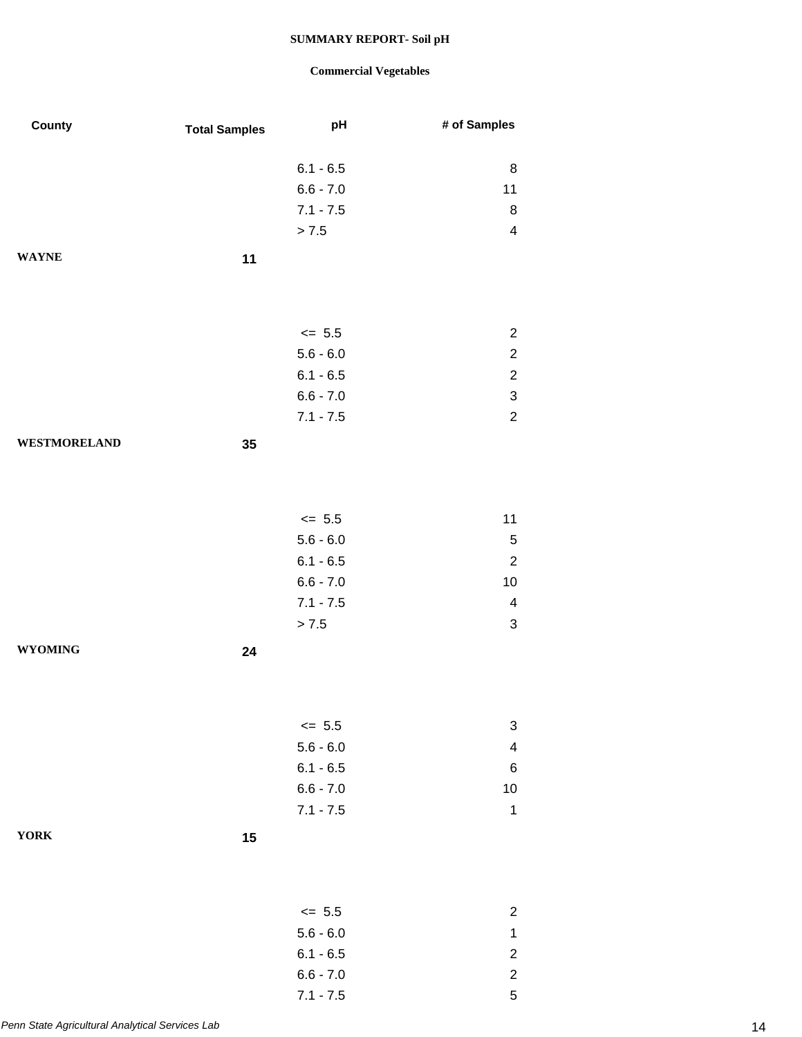**SUMMARY REPORT- Soil pH**

**Commercial Vegetables**

| County | Total Samples | pH | # of Samples |
|---|---|---|---|
| | | 6.1 - 6.5 | 8 |
| | | 6.6 - 7.0 | 11 |
| | | 7.1 - 7.5 | 8 |
| | | > 7.5 | 4 |
| **WAYNE** | **11** | | |
| | | <= 5.5 | 2 |
| | | 5.6 - 6.0 | 2 |
| | | 6.1 - 6.5 | 2 |
| | | 6.6 - 7.0 | 3 |
| | | 7.1 - 7.5 | 2 |
| **WESTMORELAND** | **35** | | |
| | | <= 5.5 | 11 |
| | | 5.6 - 6.0 | 5 |
| | | 6.1 - 6.5 | 2 |
| | | 6.6 - 7.0 | 10 |
| | | 7.1 - 7.5 | 4 |
| | | > 7.5 | 3 |
| **WYOMING** | **24** | | |
| | | <= 5.5 | 3 |
| | | 5.6 - 6.0 | 4 |
| | | 6.1 - 6.5 | 6 |
| | | 6.6 - 7.0 | 10 |
| | | 7.1 - 7.5 | 1 |
| **YORK** | **15** | | |
| | | <= 5.5 | 2 |
| | | 5.6 - 6.0 | 1 |
| | | 6.1 - 6.5 | 2 |
| | | 6.6 - 7.0 | 2 |
| | | 7.1 - 7.5 | 5 |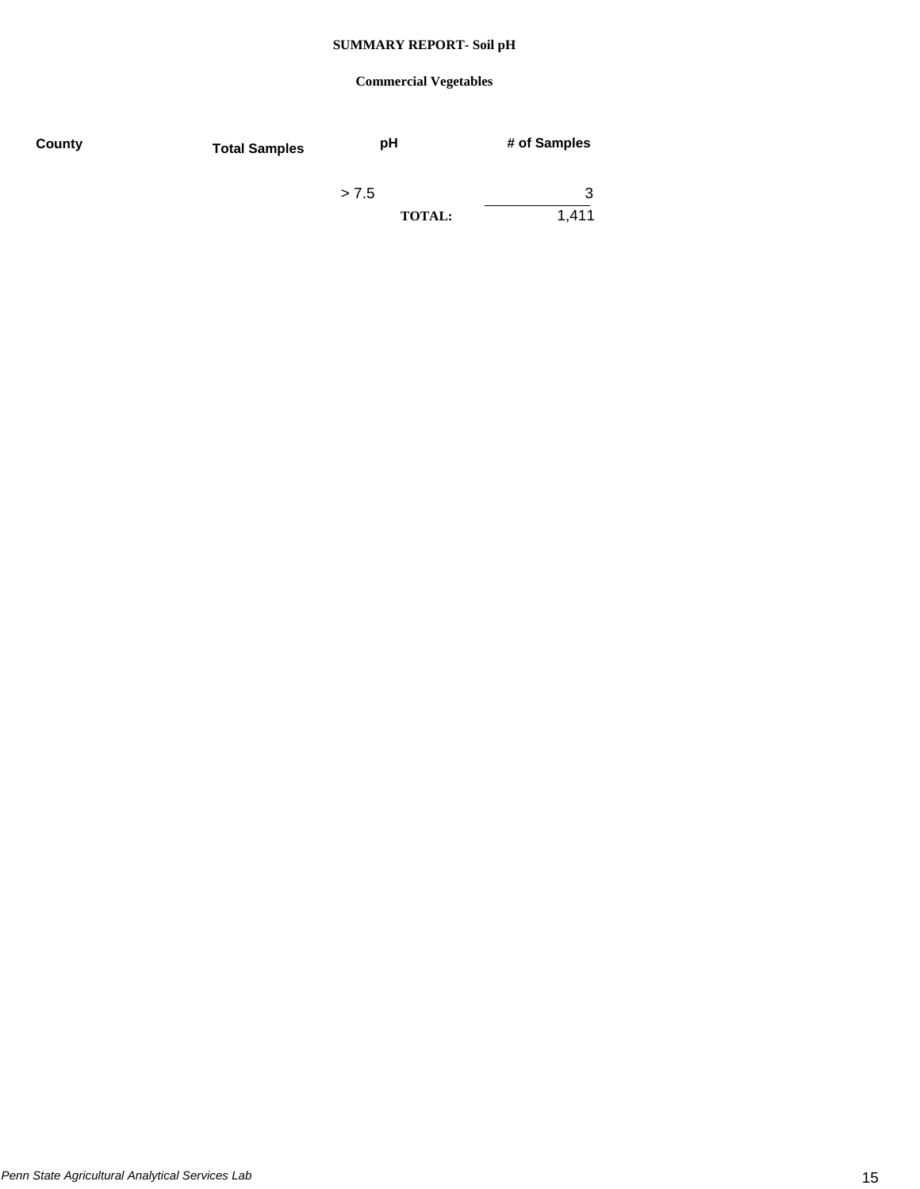**SUMMARY REPORT- Soil pH**

**Commercial Vegetables**

| County | Total Samples | pH | # of Samples |
|---|---|---|---|
| | | > 7.5 | 3 |
| | | **TOTAL:** | 1,411 |